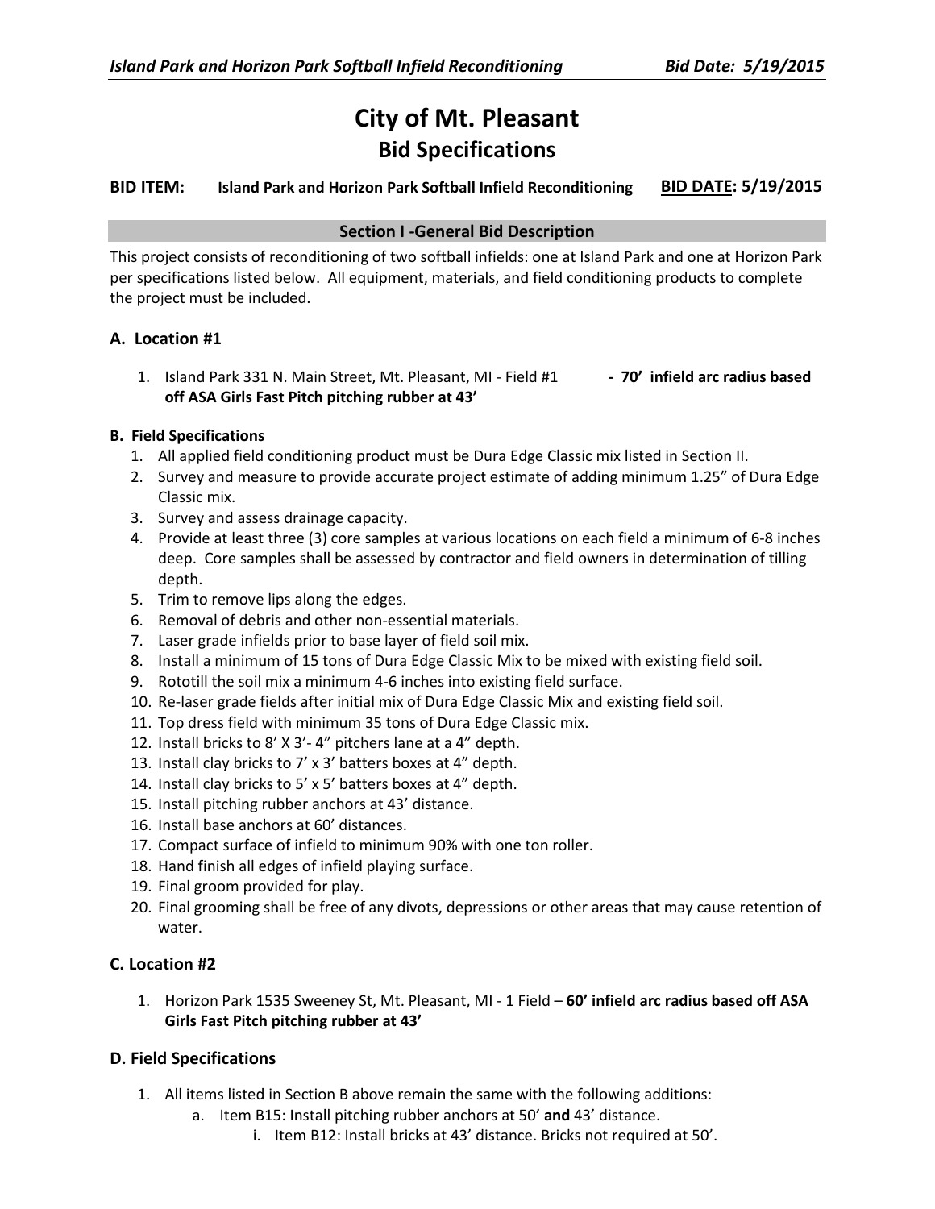# City of Mt. Pleasant
## Bid Specifications

**BID ITEM:** **Island Park and Horizon Park Softball Infield Reconditioning** **BID DATE: 5/19/2015**

### Section I -General Bid Description

This project consists of reconditioning of two softball infields: one at Island Park and one at Horizon Park per specifications listed below. All equipment, materials, and field conditioning products to complete the project must be included.

### A. Location #1

1. Island Park 331 N. Main Street, Mt. Pleasant, MI - Field #1 **- 70' infield arc radius based off ASA Girls Fast Pitch pitching rubber at 43'**

#### B. Field Specifications

1. All applied field conditioning product must be Dura Edge Classic mix listed in Section II.
2. Survey and measure to provide accurate project estimate of adding minimum 1.25" of Dura Edge Classic mix.
3. Survey and assess drainage capacity.
4. Provide at least three (3) core samples at various locations on each field a minimum of 6-8 inches deep. Core samples shall be assessed by contractor and field owners in determination of tilling depth.
5. Trim to remove lips along the edges.
6. Removal of debris and other non-essential materials.
7. Laser grade infields prior to base layer of field soil mix.
8. Install a minimum of 15 tons of Dura Edge Classic Mix to be mixed with existing field soil.
9. Rototill the soil mix a minimum 4-6 inches into existing field surface.
10. Re-laser grade fields after initial mix of Dura Edge Classic Mix and existing field soil.
11. Top dress field with minimum 35 tons of Dura Edge Classic mix.
12. Install bricks to 8' X 3'- 4" pitchers lane at a 4" depth.
13. Install clay bricks to 7' x 3' batters boxes at 4" depth.
14. Install clay bricks to 5' x 5' batters boxes at 4" depth.
15. Install pitching rubber anchors at 43' distance.
16. Install base anchors at 60' distances.
17. Compact surface of infield to minimum 90% with one ton roller.
18. Hand finish all edges of infield playing surface.
19. Final groom provided for play.
20. Final grooming shall be free of any divots, depressions or other areas that may cause retention of water.

### C. Location #2

1. Horizon Park 1535 Sweeney St, Mt. Pleasant, MI - 1 Field – **60' infield arc radius based off ASA Girls Fast Pitch pitching rubber at 43'**

### D. Field Specifications

1. All items listed in Section B above remain the same with the following additions:
   a. Item B15: Install pitching rubber anchors at 50' **and** 43' distance.
      i. Item B12: Install bricks at 43' distance. Bricks not required at 50'.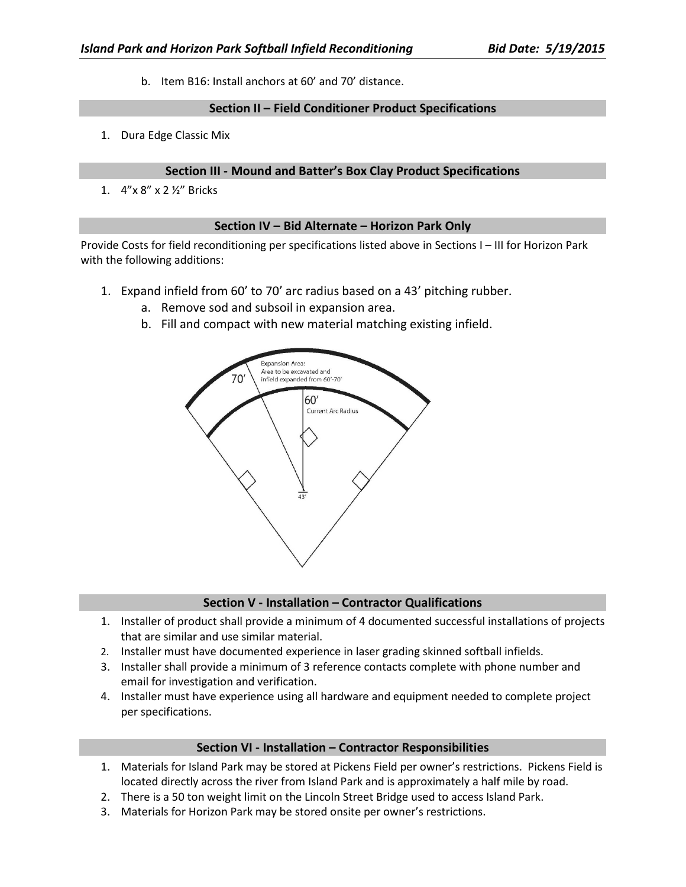b. Item B16: Install anchors at 60' and 70' distance.

## Section II – Field Conditioner Product Specifications

1. Dura Edge Classic Mix

## Section III - Mound and Batter's Box Clay Product Specifications

1. 4"x 8" x 2 ½" Bricks

## Section IV – Bid Alternate – Horizon Park Only

Provide Costs for field reconditioning per specifications listed above in Sections I – III for Horizon Park with the following additions:

1. Expand infield from 60' to 70' arc radius based on a 43' pitching rubber.
   a. Remove sod and subsoil in expansion area.
   b. Fill and compact with new material matching existing infield.

Expansion Area: Area to be excavated and infield expanded from 60'-70'

70'

60' Current Arc Radius

43'

## Section V - Installation – Contractor Qualifications

1. Installer of product shall provide a minimum of 4 documented successful installations of projects that are similar and use similar material.
2. Installer must have documented experience in laser grading skinned softball infields.
3. Installer shall provide a minimum of 3 reference contacts complete with phone number and email for investigation and verification.
4. Installer must have experience using all hardware and equipment needed to complete project per specifications.

## Section VI - Installation – Contractor Responsibilities

1. Materials for Island Park may be stored at Pickens Field per owner's restrictions. Pickens Field is located directly across the river from Island Park and is approximately a half mile by road.
2. There is a 50 ton weight limit on the Lincoln Street Bridge used to access Island Park.
3. Materials for Horizon Park may be stored onsite per owner's restrictions.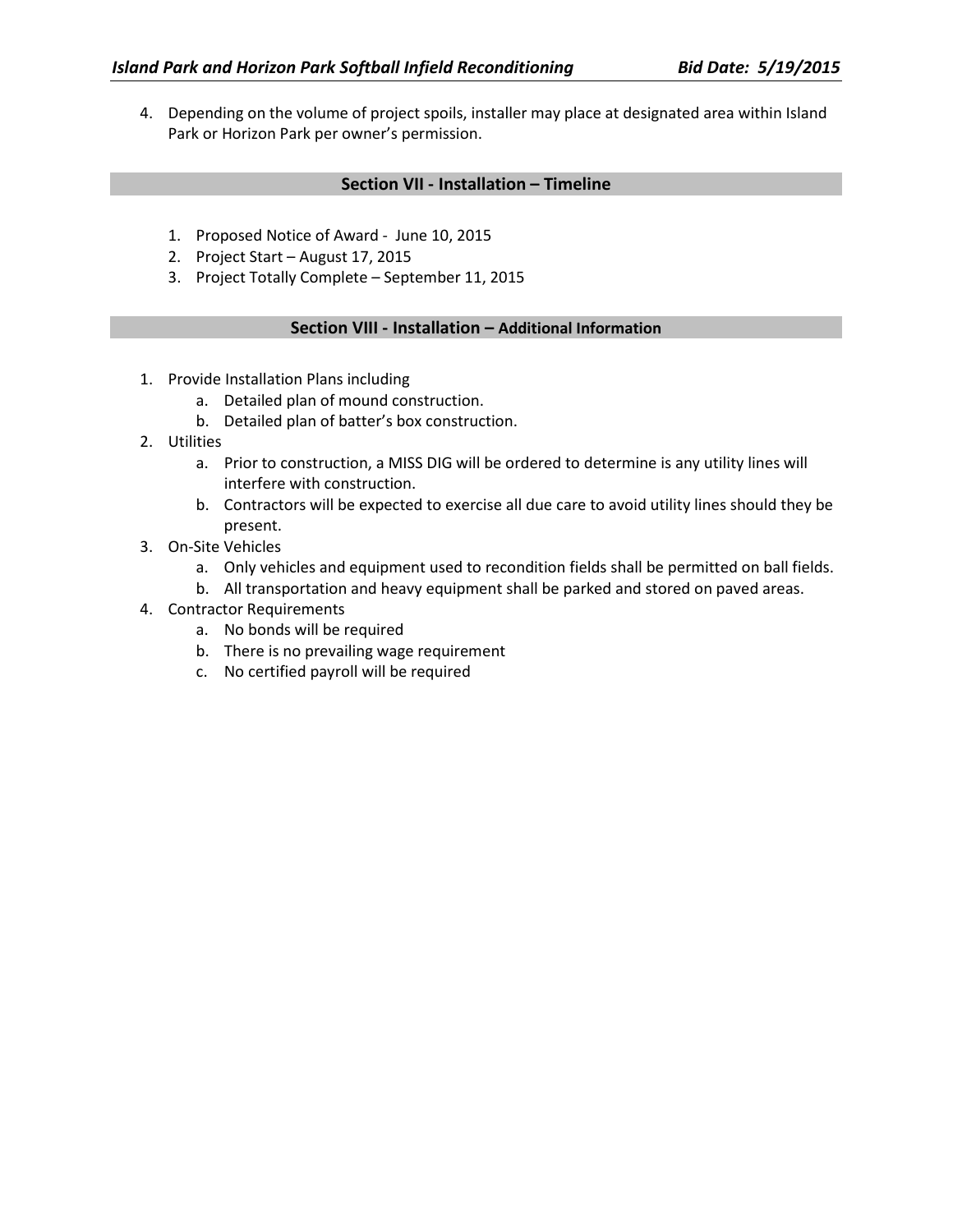4. Depending on the volume of project spoils, installer may place at designated area within Island Park or Horizon Park per owner's permission.

## Section VII - Installation – Timeline

1. Proposed Notice of Award - June 10, 2015
2. Project Start – August 17, 2015
3. Project Totally Complete – September 11, 2015

## Section VIII - Installation – Additional Information

1. Provide Installation Plans including
   a. Detailed plan of mound construction.
   b. Detailed plan of batter's box construction.
2. Utilities
   a. Prior to construction, a MISS DIG will be ordered to determine is any utility lines will interfere with construction.
   b. Contractors will be expected to exercise all due care to avoid utility lines should they be present.
3. On-Site Vehicles
   a. Only vehicles and equipment used to recondition fields shall be permitted on ball fields.
   b. All transportation and heavy equipment shall be parked and stored on paved areas.
4. Contractor Requirements
   a. No bonds will be required
   b. There is no prevailing wage requirement
   c. No certified payroll will be required